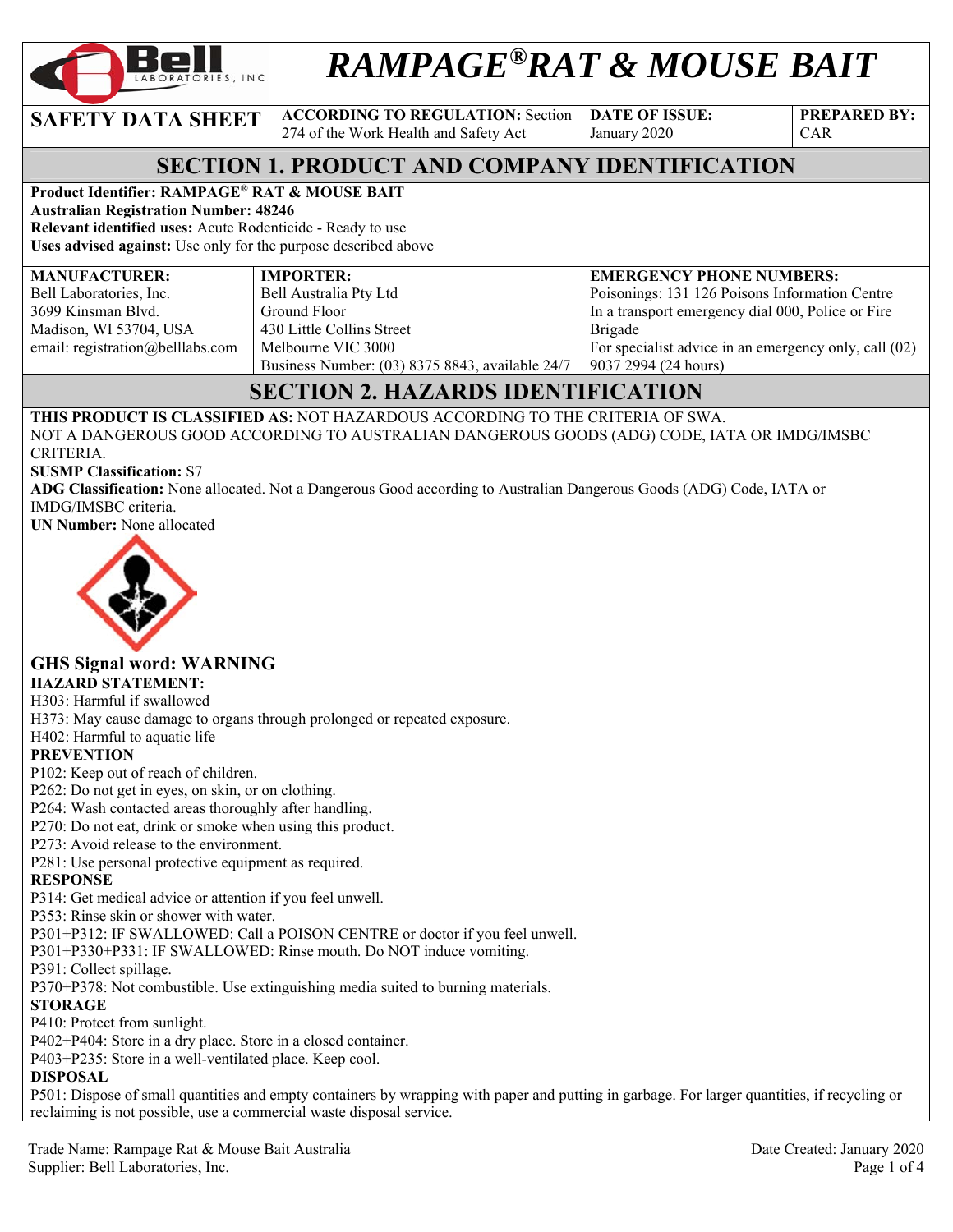# RAMPAGE® RAT & MOUSE BAIT

| SAFETY DATA SHEET | ACCORDING TO REGULATION: Section 274 of the Work Health and Safety Act | DATE OF ISSUE: January 2020 | PREPARED BY: CAR |
|---|---|---|---|

## SECTION 1. PRODUCT AND COMPANY IDENTIFICATION

**Product Identifier: RAMPAGE® RAT & MOUSE BAIT**
**Australian Registration Number: 48246**
**Relevant identified uses:** Acute Rodenticide - Ready to use
**Uses advised against:** Use only for the purpose described above

| MANUFACTURER: | IMPORTER: | EMERGENCY PHONE NUMBERS: |
|---|---|---|
| Bell Laboratories, Inc.<br>3699 Kinsman Blvd.<br>Madison, WI 53704, USA<br>email: registration@belllabs.com | Bell Australia Pty Ltd<br>Ground Floor<br>430 Little Collins Street<br>Melbourne VIC 3000<br>Business Number: (03) 8375 8843, available 24/7 | Poisonings: 131 126 Poisons Information Centre<br>In a transport emergency dial 000, Police or Fire Brigade<br>For specialist advice in an emergency only, call (02) 9037 2994 (24 hours) |

## SECTION 2. HAZARDS IDENTIFICATION

**THIS PRODUCT IS CLASSIFIED AS:** NOT HAZARDOUS ACCORDING TO THE CRITERIA OF SWA.
NOT A DANGEROUS GOOD ACCORDING TO AUSTRALIAN DANGEROUS GOODS (ADG) CODE, IATA OR IMDG/IMSBC CRITERIA.
**SUSMP Classification:** S7
**ADG Classification:** None allocated. Not a Dangerous Good according to Australian Dangerous Goods (ADG) Code, IATA or IMDG/IMSBC criteria.
**UN Number:** None allocated

### GHS Signal word: WARNING

**HAZARD STATEMENT:**
H303: Harmful if swallowed
H373: May cause damage to organs through prolonged or repeated exposure.
H402: Harmful to aquatic life

**PREVENTION**
P102: Keep out of reach of children.
P262: Do not get in eyes, on skin, or on clothing.
P264: Wash contacted areas thoroughly after handling.
P270: Do not eat, drink or smoke when using this product.
P273: Avoid release to the environment.
P281: Use personal protective equipment as required.

**RESPONSE**
P314: Get medical advice or attention if you feel unwell.
P353: Rinse skin or shower with water.
P301+P312: IF SWALLOWED: Call a POISON CENTRE or doctor if you feel unwell.
P301+P330+P331: IF SWALLOWED: Rinse mouth. Do NOT induce vomiting.
P391: Collect spillage.
P370+P378: Not combustible. Use extinguishing media suited to burning materials.

**STORAGE**
P410: Protect from sunlight.
P402+P404: Store in a dry place. Store in a closed container.
P403+P235: Store in a well-ventilated place. Keep cool.

**DISPOSAL**
P501: Dispose of small quantities and empty containers by wrapping with paper and putting in garbage. For larger quantities, if recycling or reclaiming is not possible, use a commercial waste disposal service.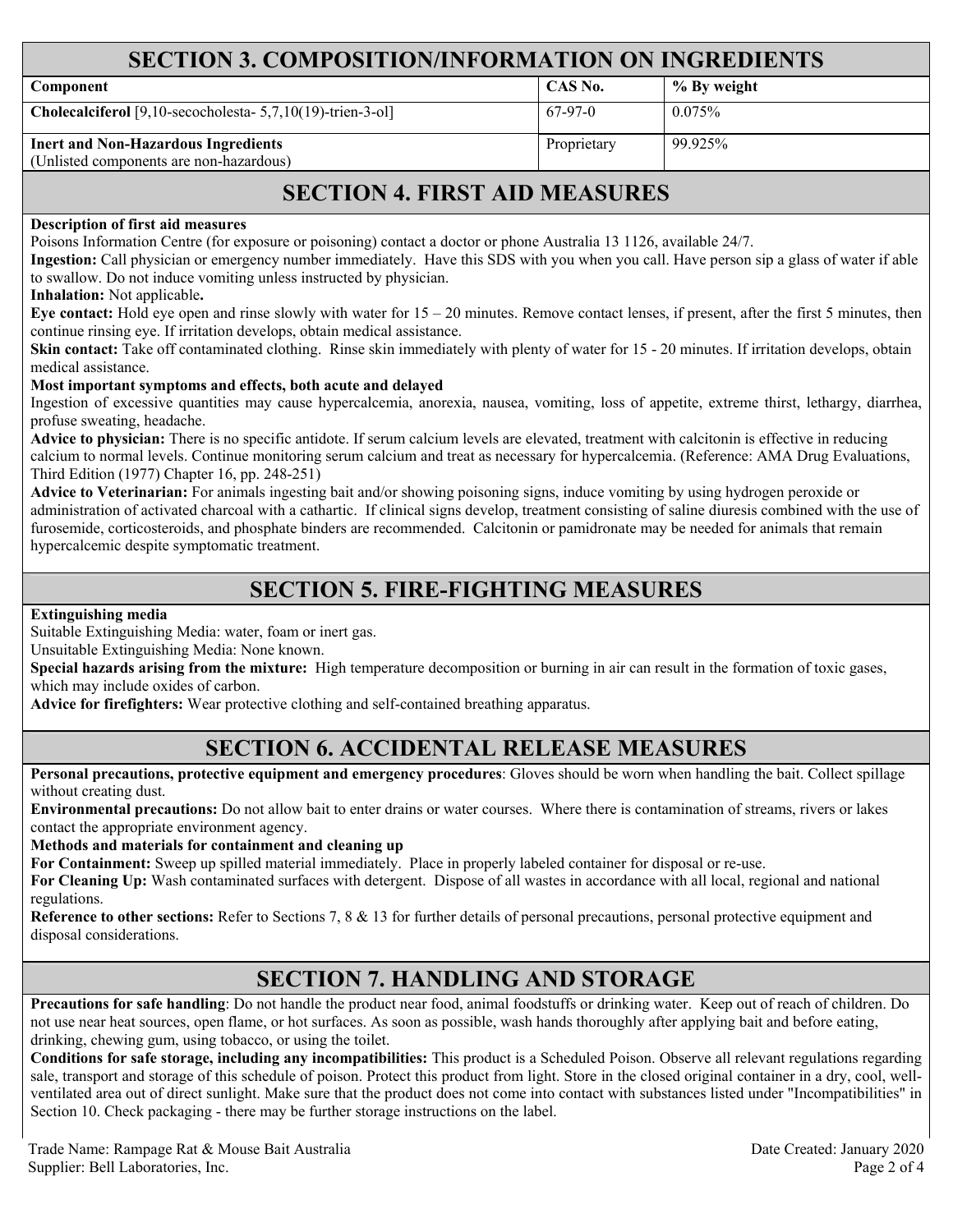## SECTION 3. COMPOSITION/INFORMATION ON INGREDIENTS

| Component | CAS No. | % By weight |
|---|---|---|
| **Cholecalciferol** [9,10-secocholesta- 5,7,10(19)-trien-3-ol] | 67-97-0 | 0.075% |
| **Inert and Non-Hazardous Ingredients** (Unlisted components are non-hazardous) | Proprietary | 99.925% |

## SECTION 4. FIRST AID MEASURES

**Description of first aid measures**

Poisons Information Centre (for exposure or poisoning) contact a doctor or phone Australia 13 1126, available 24/7.

**Ingestion:** Call physician or emergency number immediately. Have this SDS with you when you call. Have person sip a glass of water if able to swallow. Do not induce vomiting unless instructed by physician.

**Inhalation:** Not applicable**.**

**Eye contact:** Hold eye open and rinse slowly with water for 15 – 20 minutes. Remove contact lenses, if present, after the first 5 minutes, then continue rinsing eye. If irritation develops, obtain medical assistance.

**Skin contact:** Take off contaminated clothing. Rinse skin immediately with plenty of water for 15 - 20 minutes. If irritation develops, obtain medical assistance.

**Most important symptoms and effects, both acute and delayed**

Ingestion of excessive quantities may cause hypercalcemia, anorexia, nausea, vomiting, loss of appetite, extreme thirst, lethargy, diarrhea, profuse sweating, headache.

**Advice to physician:** There is no specific antidote. If serum calcium levels are elevated, treatment with calcitonin is effective in reducing calcium to normal levels. Continue monitoring serum calcium and treat as necessary for hypercalcemia. (Reference: AMA Drug Evaluations, Third Edition (1977) Chapter 16, pp. 248-251)

**Advice to Veterinarian:** For animals ingesting bait and/or showing poisoning signs, induce vomiting by using hydrogen peroxide or administration of activated charcoal with a cathartic. If clinical signs develop, treatment consisting of saline diuresis combined with the use of furosemide, corticosteroids, and phosphate binders are recommended. Calcitonin or pamidronate may be needed for animals that remain hypercalcemic despite symptomatic treatment.

## SECTION 5. FIRE-FIGHTING MEASURES

**Extinguishing media**

Suitable Extinguishing Media: water, foam or inert gas.

Unsuitable Extinguishing Media: None known.

**Special hazards arising from the mixture:** High temperature decomposition or burning in air can result in the formation of toxic gases, which may include oxides of carbon.

**Advice for firefighters:** Wear protective clothing and self-contained breathing apparatus.

## SECTION 6. ACCIDENTAL RELEASE MEASURES

**Personal precautions, protective equipment and emergency procedures**: Gloves should be worn when handling the bait. Collect spillage without creating dust.

**Environmental precautions:** Do not allow bait to enter drains or water courses. Where there is contamination of streams, rivers or lakes contact the appropriate environment agency.

**Methods and materials for containment and cleaning up**

**For Containment:** Sweep up spilled material immediately. Place in properly labeled container for disposal or re-use.

**For Cleaning Up:** Wash contaminated surfaces with detergent. Dispose of all wastes in accordance with all local, regional and national regulations.

**Reference to other sections:** Refer to Sections 7, 8 & 13 for further details of personal precautions, personal protective equipment and disposal considerations.

## SECTION 7. HANDLING AND STORAGE

**Precautions for safe handling**: Do not handle the product near food, animal foodstuffs or drinking water. Keep out of reach of children. Do not use near heat sources, open flame, or hot surfaces. As soon as possible, wash hands thoroughly after applying bait and before eating, drinking, chewing gum, using tobacco, or using the toilet.

**Conditions for safe storage, including any incompatibilities:** This product is a Scheduled Poison. Observe all relevant regulations regarding sale, transport and storage of this schedule of poison. Protect this product from light. Store in the closed original container in a dry, cool, well-ventilated area out of direct sunlight. Make sure that the product does not come into contact with substances listed under "Incompatibilities" in Section 10. Check packaging - there may be further storage instructions on the label.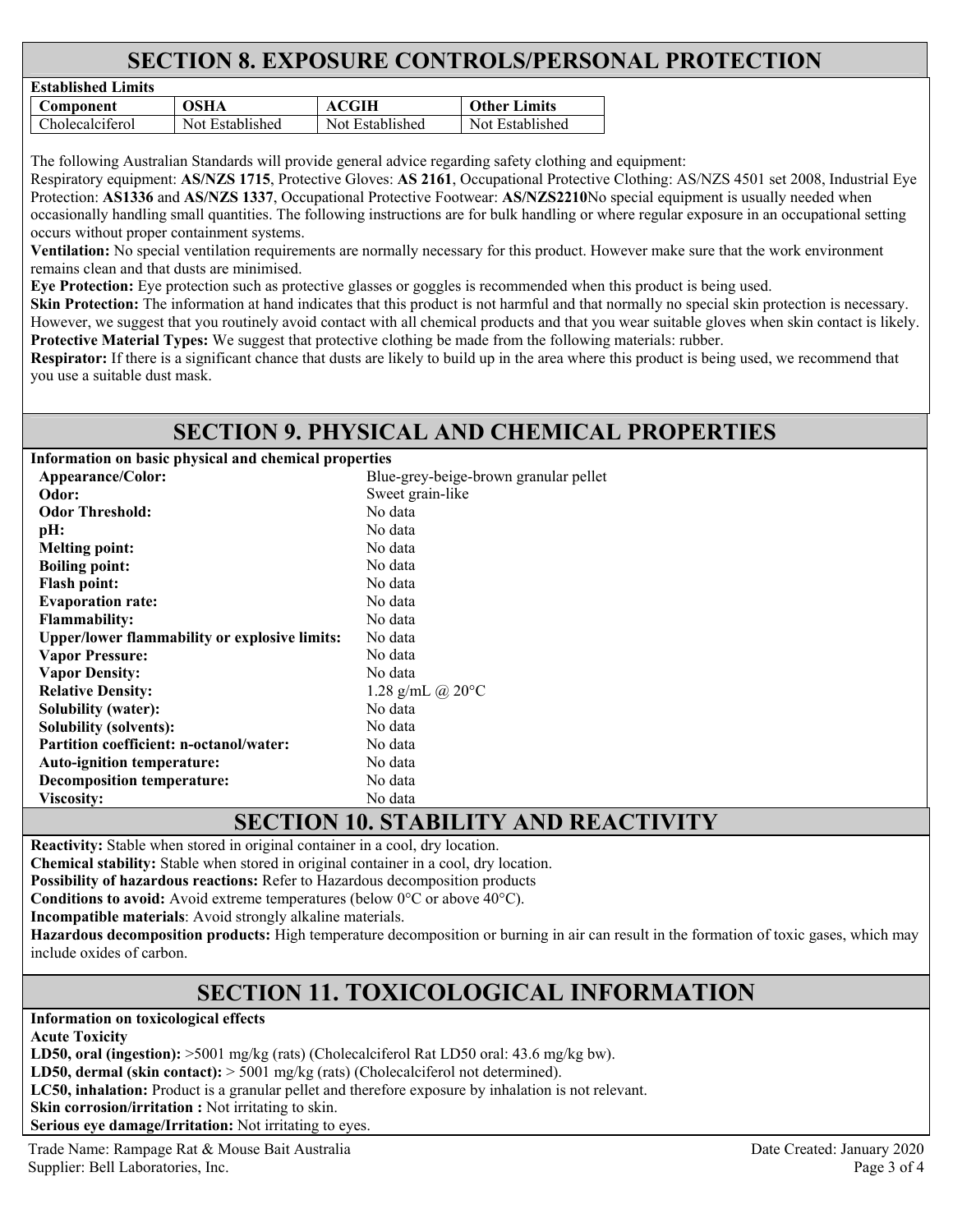## SECTION 8. EXPOSURE CONTROLS/PERSONAL PROTECTION

**Established Limits**

| Component | OSHA | ACGIH | Other Limits |
|---|---|---|---|
| Cholecalciferol | Not Established | Not Established | Not Established |

The following Australian Standards will provide general advice regarding safety clothing and equipment:
Respiratory equipment: **AS/NZS 1715**, Protective Gloves: **AS 2161**, Occupational Protective Clothing: AS/NZS 4501 set 2008, Industrial Eye Protection: **AS1336** and **AS/NZS 1337**, Occupational Protective Footwear: **AS/NZS2210**No special equipment is usually needed when occasionally handling small quantities. The following instructions are for bulk handling or where regular exposure in an occupational setting occurs without proper containment systems.

**Ventilation:** No special ventilation requirements are normally necessary for this product. However make sure that the work environment remains clean and that dusts are minimised.

**Eye Protection:** Eye protection such as protective glasses or goggles is recommended when this product is being used.

**Skin Protection:** The information at hand indicates that this product is not harmful and that normally no special skin protection is necessary. However, we suggest that you routinely avoid contact with all chemical products and that you wear suitable gloves when skin contact is likely.

**Protective Material Types:** We suggest that protective clothing be made from the following materials: rubber.

**Respirator:** If there is a significant chance that dusts are likely to build up in the area where this product is being used, we recommend that you use a suitable dust mask.

## SECTION 9. PHYSICAL AND CHEMICAL PROPERTIES

**Information on basic physical and chemical properties**

| | |
|---|---|
| **Appearance/Color:** | Blue-grey-beige-brown granular pellet |
| **Odor:** | Sweet grain-like |
| **Odor Threshold:** | No data |
| **pH:** | No data |
| **Melting point:** | No data |
| **Boiling point:** | No data |
| **Flash point:** | No data |
| **Evaporation rate:** | No data |
| **Flammability:** | No data |
| **Upper/lower flammability or explosive limits:** | No data |
| **Vapor Pressure:** | No data |
| **Vapor Density:** | No data |
| **Relative Density:** | 1.28 g/mL @ 20°C |
| **Solubility (water):** | No data |
| **Solubility (solvents):** | No data |
| **Partition coefficient: n-octanol/water:** | No data |
| **Auto-ignition temperature:** | No data |
| **Decomposition temperature:** | No data |
| **Viscosity:** | No data |

## SECTION 10. STABILITY AND REACTIVITY

**Reactivity:** Stable when stored in original container in a cool, dry location.

**Chemical stability:** Stable when stored in original container in a cool, dry location.

**Possibility of hazardous reactions:** Refer to Hazardous decomposition products

**Conditions to avoid:** Avoid extreme temperatures (below 0°C or above 40°C).

**Incompatible materials**: Avoid strongly alkaline materials.

**Hazardous decomposition products:** High temperature decomposition or burning in air can result in the formation of toxic gases, which may include oxides of carbon.

## SECTION 11. TOXICOLOGICAL INFORMATION

**Information on toxicological effects**

**Acute Toxicity**

**LD50, oral (ingestion):** >5001 mg/kg (rats) (Cholecalciferol Rat LD50 oral: 43.6 mg/kg bw).

**LD50, dermal (skin contact):** > 5001 mg/kg (rats) (Cholecalciferol not determined).

**LC50, inhalation:** Product is a granular pellet and therefore exposure by inhalation is not relevant.

**Skin corrosion/irritation :** Not irritating to skin.

**Serious eye damage/Irritation:** Not irritating to eyes.

Trade Name: Rampage Rat & Mouse Bait Australia
Supplier: Bell Laboratories, Inc.
Date Created: January 2020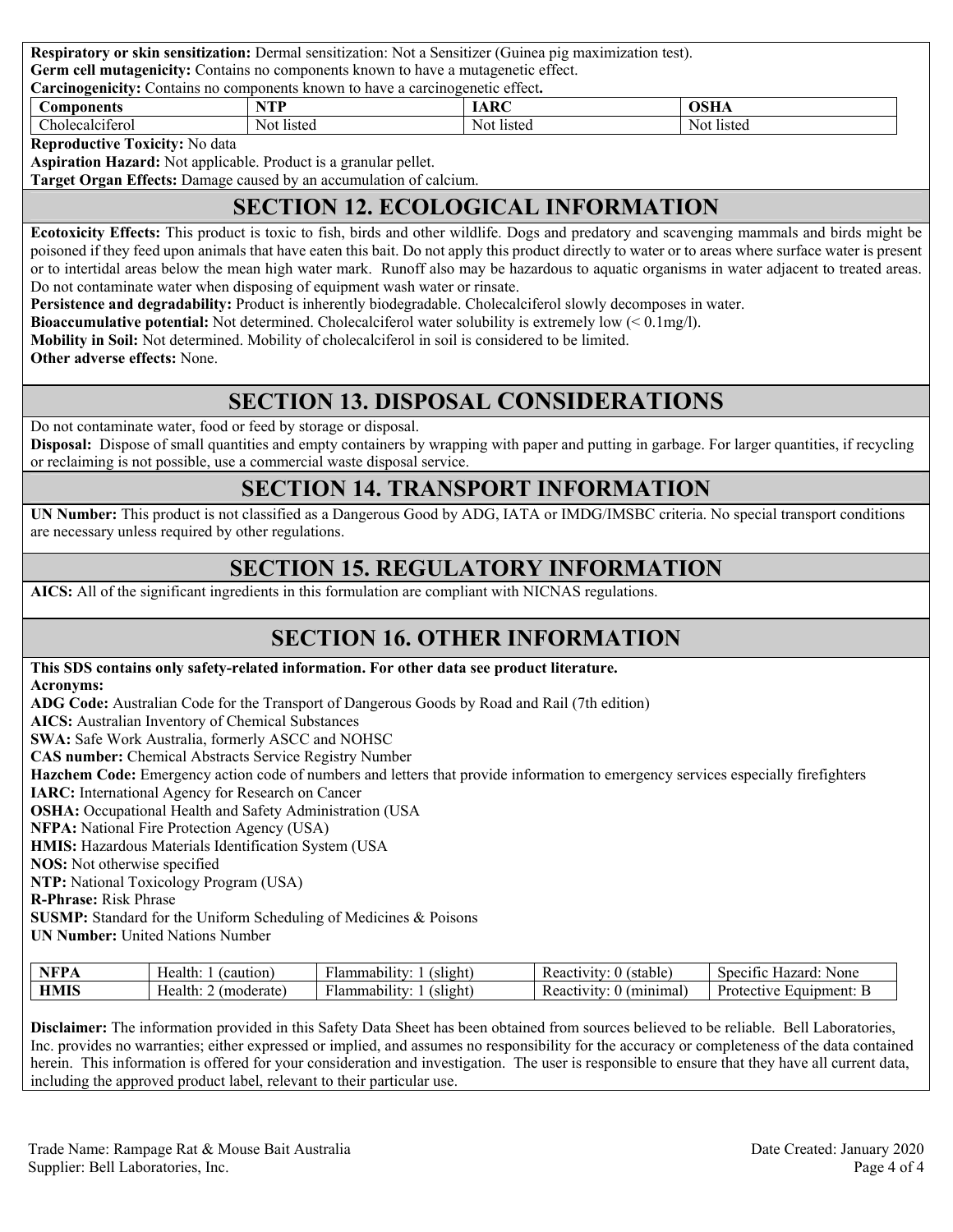**Respiratory or skin sensitization:** Dermal sensitization: Not a Sensitizer (Guinea pig maximization test).

**Germ cell mutagenicity:** Contains no components known to have a mutagenetic effect.

**Carcinogenicity:** Contains no components known to have a carcinogenetic effect**.**

| Components | NTP | IARC | OSHA |
|---|---|---|---|
| Cholecalciferol | Not listed | Not listed | Not listed |

**Reproductive Toxicity:** No data

**Aspiration Hazard:** Not applicable. Product is a granular pellet.

**Target Organ Effects:** Damage caused by an accumulation of calcium.

## SECTION 12. ECOLOGICAL INFORMATION

**Ecotoxicity Effects:** This product is toxic to fish, birds and other wildlife. Dogs and predatory and scavenging mammals and birds might be poisoned if they feed upon animals that have eaten this bait. Do not apply this product directly to water or to areas where surface water is present or to intertidal areas below the mean high water mark. Runoff also may be hazardous to aquatic organisms in water adjacent to treated areas. Do not contaminate water when disposing of equipment wash water or rinsate.

**Persistence and degradability:** Product is inherently biodegradable. Cholecalciferol slowly decomposes in water.

**Bioaccumulative potential:** Not determined. Cholecalciferol water solubility is extremely low (< 0.1mg/l).

**Mobility in Soil:** Not determined. Mobility of cholecalciferol in soil is considered to be limited.

**Other adverse effects:** None.

## SECTION 13. DISPOSAL CONSIDERATIONS

Do not contaminate water, food or feed by storage or disposal.

**Disposal:** Dispose of small quantities and empty containers by wrapping with paper and putting in garbage. For larger quantities, if recycling or reclaiming is not possible, use a commercial waste disposal service.

## SECTION 14. TRANSPORT INFORMATION

**UN Number:** This product is not classified as a Dangerous Good by ADG, IATA or IMDG/IMSBC criteria. No special transport conditions are necessary unless required by other regulations.

## SECTION 15. REGULATORY INFORMATION

**AICS:** All of the significant ingredients in this formulation are compliant with NICNAS regulations.

## SECTION 16. OTHER INFORMATION

**This SDS contains only safety-related information. For other data see product literature.**

**Acronyms:**

**ADG Code:** Australian Code for the Transport of Dangerous Goods by Road and Rail (7th edition)

**AICS:** Australian Inventory of Chemical Substances

**SWA:** Safe Work Australia, formerly ASCC and NOHSC

**CAS number:** Chemical Abstracts Service Registry Number

**Hazchem Code:** Emergency action code of numbers and letters that provide information to emergency services especially firefighters

**IARC:** International Agency for Research on Cancer

**OSHA:** Occupational Health and Safety Administration (USA

**NFPA:** National Fire Protection Agency (USA)

**HMIS:** Hazardous Materials Identification System (USA

**NOS:** Not otherwise specified

**NTP:** National Toxicology Program (USA)

**R-Phrase:** Risk Phrase

**SUSMP:** Standard for the Uniform Scheduling of Medicines & Poisons

**UN Number:** United Nations Number

| | | | | |
|---|---|---|---|---|
| **NFPA** | Health: 1 (caution) | Flammability: 1 (slight) | Reactivity: 0 (stable) | Specific Hazard: None |
| **HMIS** | Health: 2 (moderate) | Flammability: 1 (slight) | Reactivity: 0 (minimal) | Protective Equipment: B |

**Disclaimer:** The information provided in this Safety Data Sheet has been obtained from sources believed to be reliable. Bell Laboratories, Inc. provides no warranties; either expressed or implied, and assumes no responsibility for the accuracy or completeness of the data contained herein. This information is offered for your consideration and investigation. The user is responsible to ensure that they have all current data, including the approved product label, relevant to their particular use.